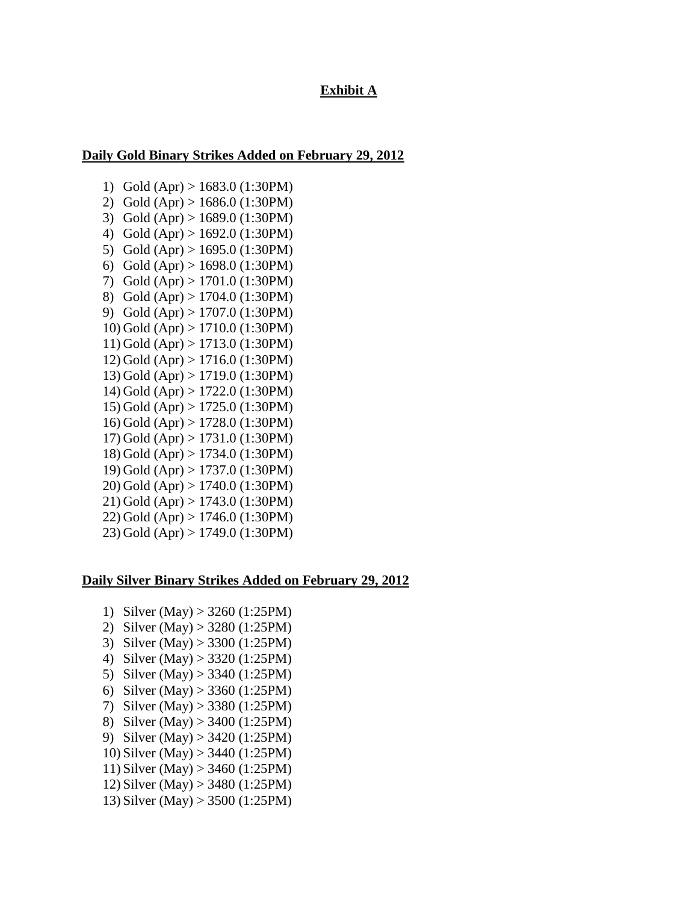# Exhibit A

## Daily Gold Binary Strikes Added on February 29, 2012

1) Gold (Apr) > 1683.0 (1:30PM)
2) Gold (Apr) > 1686.0 (1:30PM)
3) Gold (Apr) > 1689.0 (1:30PM)
4) Gold (Apr) > 1692.0 (1:30PM)
5) Gold (Apr) > 1695.0 (1:30PM)
6) Gold (Apr) > 1698.0 (1:30PM)
7) Gold (Apr) > 1701.0 (1:30PM)
8) Gold (Apr) > 1704.0 (1:30PM)
9) Gold (Apr) > 1707.0 (1:30PM)
10) Gold (Apr) > 1710.0 (1:30PM)
11) Gold (Apr) > 1713.0 (1:30PM)
12) Gold (Apr) > 1716.0 (1:30PM)
13) Gold (Apr) > 1719.0 (1:30PM)
14) Gold (Apr) > 1722.0 (1:30PM)
15) Gold (Apr) > 1725.0 (1:30PM)
16) Gold (Apr) > 1728.0 (1:30PM)
17) Gold (Apr) > 1731.0 (1:30PM)
18) Gold (Apr) > 1734.0 (1:30PM)
19) Gold (Apr) > 1737.0 (1:30PM)
20) Gold (Apr) > 1740.0 (1:30PM)
21) Gold (Apr) > 1743.0 (1:30PM)
22) Gold (Apr) > 1746.0 (1:30PM)
23) Gold (Apr) > 1749.0 (1:30PM)

## Daily Silver Binary Strikes Added on February 29, 2012

1) Silver (May) > 3260 (1:25PM)
2) Silver (May) > 3280 (1:25PM)
3) Silver (May) > 3300 (1:25PM)
4) Silver (May) > 3320 (1:25PM)
5) Silver (May) > 3340 (1:25PM)
6) Silver (May) > 3360 (1:25PM)
7) Silver (May) > 3380 (1:25PM)
8) Silver (May) > 3400 (1:25PM)
9) Silver (May) > 3420 (1:25PM)
10) Silver (May) > 3440 (1:25PM)
11) Silver (May) > 3460 (1:25PM)
12) Silver (May) > 3480 (1:25PM)
13) Silver (May) > 3500 (1:25PM)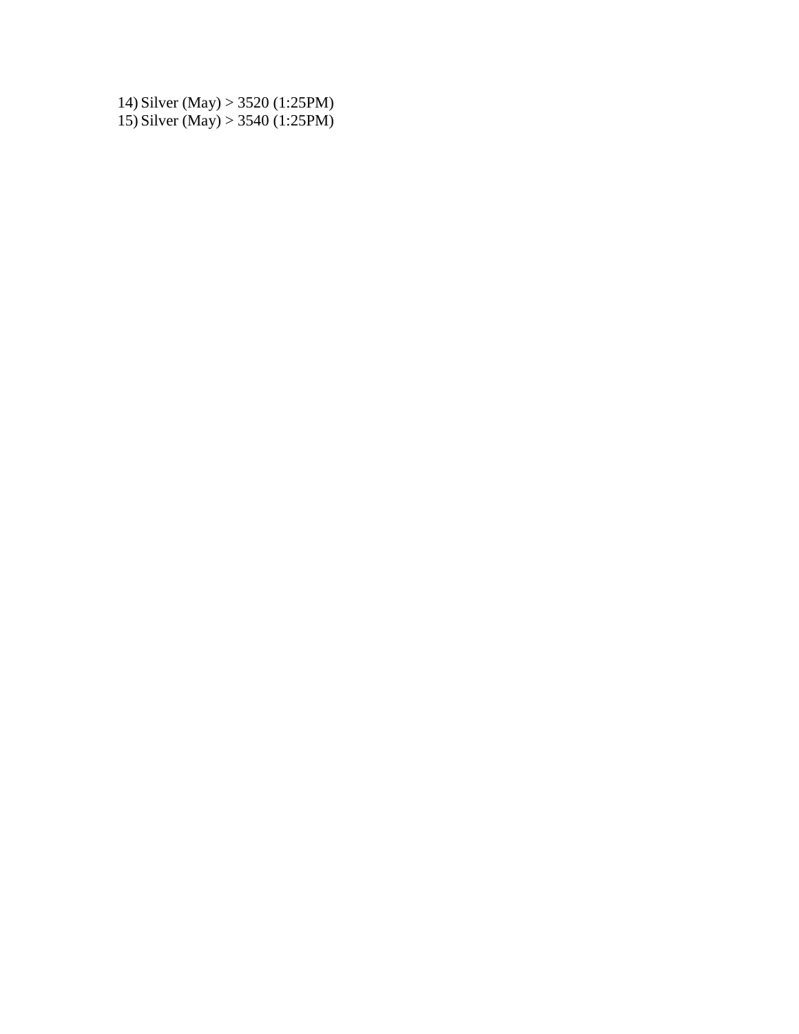14) Silver (May) > 3520 (1:25PM)
15) Silver (May) > 3540 (1:25PM)